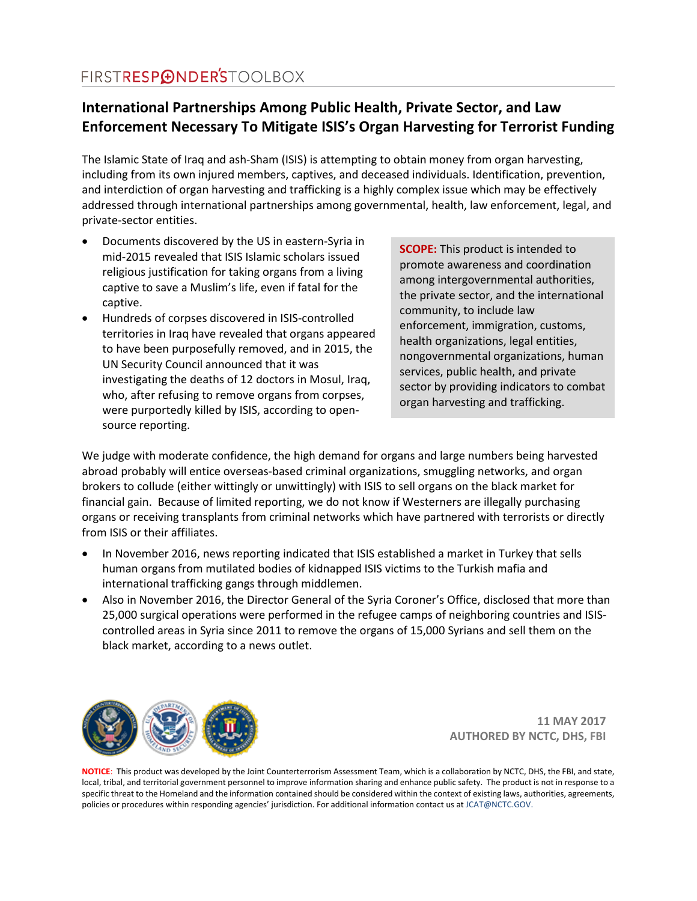FIRSTRESPONDER'STOOLBOX

# International Partnerships Among Public Health, Private Sector, and Law Enforcement Necessary To Mitigate ISIS's Organ Harvesting for Terrorist Funding

The Islamic State of Iraq and ash-Sham (ISIS) is attempting to obtain money from organ harvesting, including from its own injured members, captives, and deceased individuals. Identification, prevention, and interdiction of organ harvesting and trafficking is a highly complex issue which may be effectively addressed through international partnerships among governmental, health, law enforcement, legal, and private-sector entities.

- Documents discovered by the US in eastern-Syria in mid-2015 revealed that ISIS Islamic scholars issued religious justification for taking organs from a living captive to save a Muslim's life, even if fatal for the captive.
- Hundreds of corpses discovered in ISIS-controlled territories in Iraq have revealed that organs appeared to have been purposefully removed, and in 2015, the UN Security Council announced that it was investigating the deaths of 12 doctors in Mosul, Iraq, who, after refusing to remove organs from corpses, were purportedly killed by ISIS, according to open-source reporting.

**SCOPE:** This product is intended to promote awareness and coordination among intergovernmental authorities, the private sector, and the international community, to include law enforcement, immigration, customs, health organizations, legal entities, nongovernmental organizations, human services, public health, and private sector by providing indicators to combat organ harvesting and trafficking.

We judge with moderate confidence, the high demand for organs and large numbers being harvested abroad probably will entice overseas-based criminal organizations, smuggling networks, and organ brokers to collude (either wittingly or unwittingly) with ISIS to sell organs on the black market for financial gain. Because of limited reporting, we do not know if Westerners are illegally purchasing organs or receiving transplants from criminal networks which have partnered with terrorists or directly from ISIS or their affiliates.

- In November 2016, news reporting indicated that ISIS established a market in Turkey that sells human organs from mutilated bodies of kidnapped ISIS victims to the Turkish mafia and international trafficking gangs through middlemen.
- Also in November 2016, the Director General of the Syria Coroner's Office, disclosed that more than 25,000 surgical operations were performed in the refugee camps of neighboring countries and ISIS-controlled areas in Syria since 2011 to remove the organs of 15,000 Syrians and sell them on the black market, according to a news outlet.

**11 MAY 2017**
**AUTHORED BY NCTC, DHS, FBI**

**NOTICE**: This product was developed by the Joint Counterterrorism Assessment Team, which is a collaboration by NCTC, DHS, the FBI, and state, local, tribal, and territorial government personnel to improve information sharing and enhance public safety. The product is not in response to a specific threat to the Homeland and the information contained should be considered within the context of existing laws, authorities, agreements, policies or procedures within responding agencies' jurisdiction. For additional information contact us at JCAT@NCTC.GOV.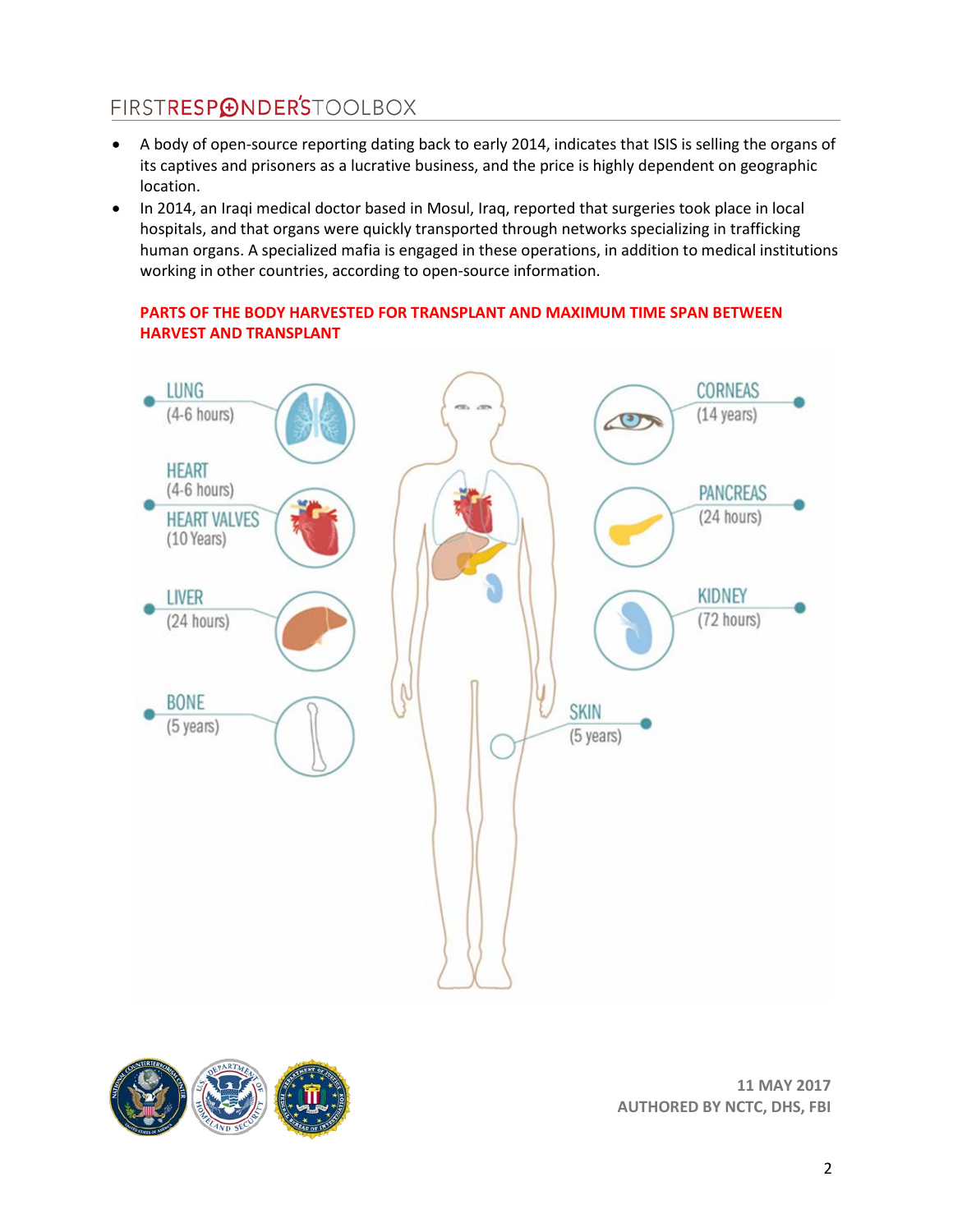- A body of open-source reporting dating back to early 2014, indicates that ISIS is selling the organs of its captives and prisoners as a lucrative business, and the price is highly dependent on geographic location.
- In 2014, an Iraqi medical doctor based in Mosul, Iraq, reported that surgeries took place in local hospitals, and that organs were quickly transported through networks specializing in trafficking human organs. A specialized mafia is engaged in these operations, in addition to medical institutions working in other countries, according to open-source information.

**PARTS OF THE BODY HARVESTED FOR TRANSPLANT AND MAXIMUM TIME SPAN BETWEEN HARVEST AND TRANSPLANT**

LUNG (4-6 hours)

HEART (4-6 hours)

HEART VALVES (10 Years)

LIVER (24 hours)

BONE (5 years)

CORNEAS (14 years)

PANCREAS (24 hours)

KIDNEY (72 hours)

SKIN (5 years)

11 MAY 2017
AUTHORED BY NCTC, DHS, FBI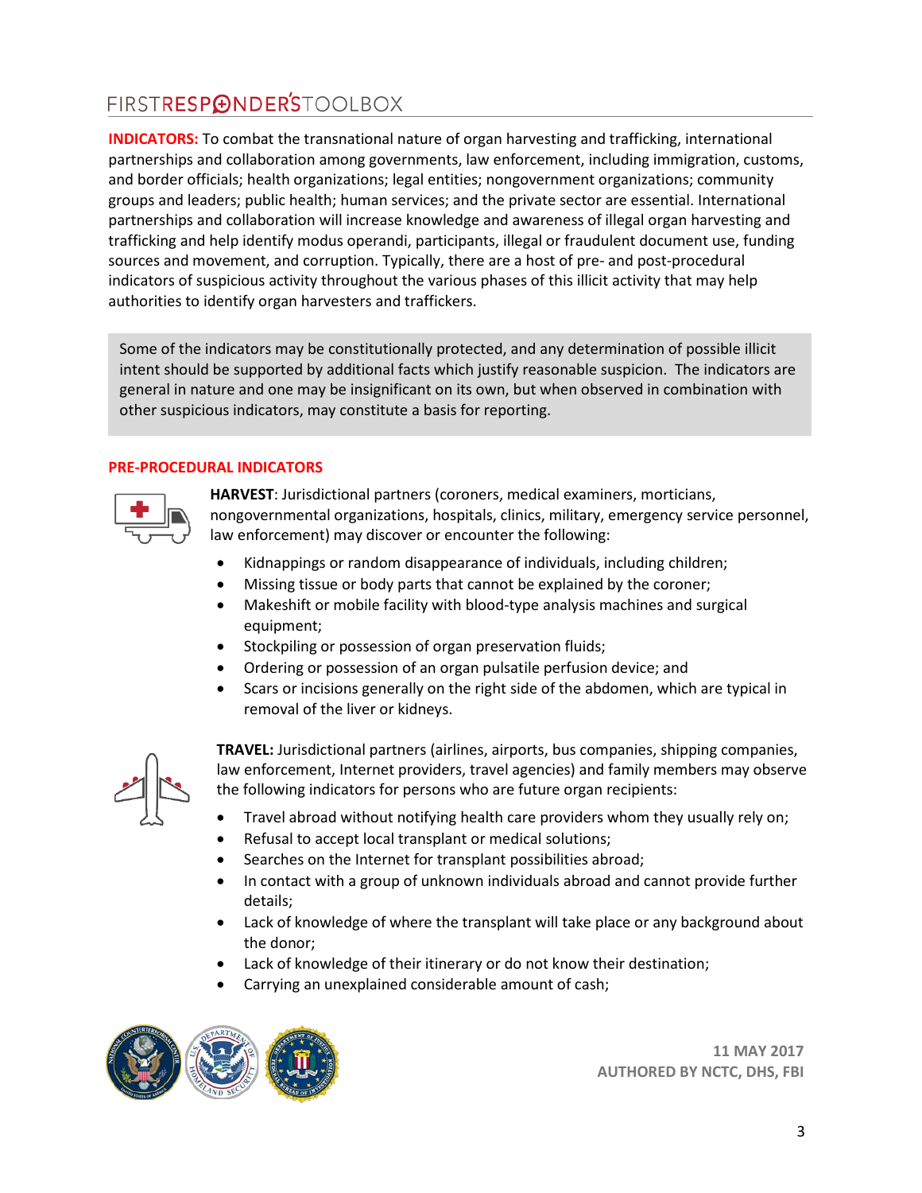**INDICATORS:** To combat the transnational nature of organ harvesting and trafficking, international partnerships and collaboration among governments, law enforcement, including immigration, customs, and border officials; health organizations; legal entities; nongovernment organizations; community groups and leaders; public health; human services; and the private sector are essential. International partnerships and collaboration will increase knowledge and awareness of illegal organ harvesting and trafficking and help identify modus operandi, participants, illegal or fraudulent document use, funding sources and movement, and corruption. Typically, there are a host of pre- and post-procedural indicators of suspicious activity throughout the various phases of this illicit activity that may help authorities to identify organ harvesters and traffickers.

> Some of the indicators may be constitutionally protected, and any determination of possible illicit intent should be supported by additional facts which justify reasonable suspicion. The indicators are general in nature and one may be insignificant on its own, but when observed in combination with other suspicious indicators, may constitute a basis for reporting.

## PRE-PROCEDURAL INDICATORS

**HARVEST**: Jurisdictional partners (coroners, medical examiners, morticians, nongovernmental organizations, hospitals, clinics, military, emergency service personnel, law enforcement) may discover or encounter the following:

- Kidnappings or random disappearance of individuals, including children;
- Missing tissue or body parts that cannot be explained by the coroner;
- Makeshift or mobile facility with blood-type analysis machines and surgical equipment;
- Stockpiling or possession of organ preservation fluids;
- Ordering or possession of an organ pulsatile perfusion device; and
- Scars or incisions generally on the right side of the abdomen, which are typical in removal of the liver or kidneys.

**TRAVEL:** Jurisdictional partners (airlines, airports, bus companies, shipping companies, law enforcement, Internet providers, travel agencies) and family members may observe the following indicators for persons who are future organ recipients:

- Travel abroad without notifying health care providers whom they usually rely on;
- Refusal to accept local transplant or medical solutions;
- Searches on the Internet for transplant possibilities abroad;
- In contact with a group of unknown individuals abroad and cannot provide further details;
- Lack of knowledge of where the transplant will take place or any background about the donor;
- Lack of knowledge of their itinerary or do not know their destination;
- Carrying an unexplained considerable amount of cash;

11 MAY 2017
AUTHORED BY NCTC, DHS, FBI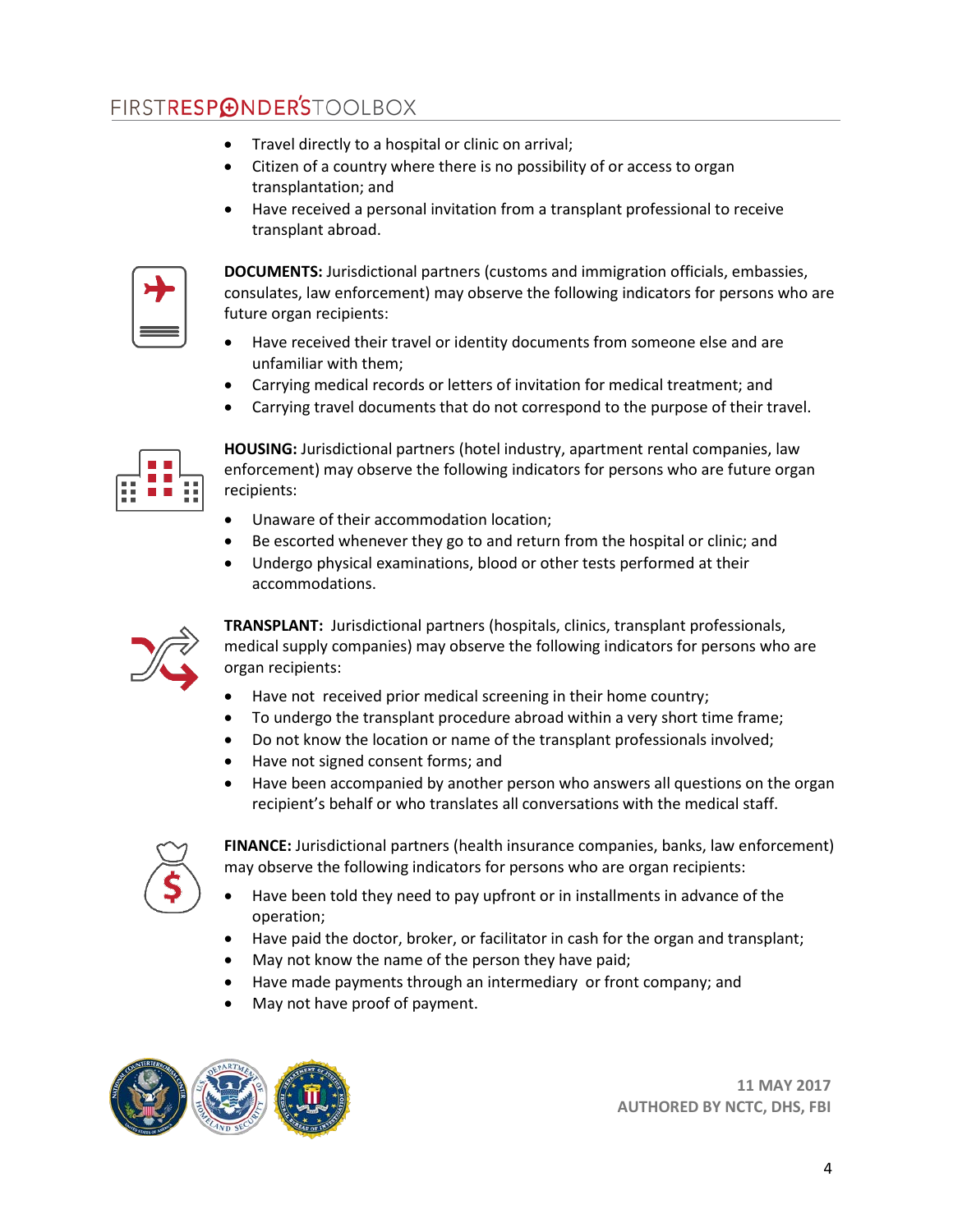- Travel directly to a hospital or clinic on arrival;
- Citizen of a country where there is no possibility of or access to organ transplantation; and
- Have received a personal invitation from a transplant professional to receive transplant abroad.

**DOCUMENTS:** Jurisdictional partners (customs and immigration officials, embassies, consulates, law enforcement) may observe the following indicators for persons who are future organ recipients:

- Have received their travel or identity documents from someone else and are unfamiliar with them;
- Carrying medical records or letters of invitation for medical treatment; and
- Carrying travel documents that do not correspond to the purpose of their travel.

**HOUSING:** Jurisdictional partners (hotel industry, apartment rental companies, law enforcement) may observe the following indicators for persons who are future organ recipients:

- Unaware of their accommodation location;
- Be escorted whenever they go to and return from the hospital or clinic; and
- Undergo physical examinations, blood or other tests performed at their accommodations.

**TRANSPLANT:** Jurisdictional partners (hospitals, clinics, transplant professionals, medical supply companies) may observe the following indicators for persons who are organ recipients:

- Have not received prior medical screening in their home country;
- To undergo the transplant procedure abroad within a very short time frame;
- Do not know the location or name of the transplant professionals involved;
- Have not signed consent forms; and
- Have been accompanied by another person who answers all questions on the organ recipient's behalf or who translates all conversations with the medical staff.

**FINANCE:** Jurisdictional partners (health insurance companies, banks, law enforcement) may observe the following indicators for persons who are organ recipients:

- Have been told they need to pay upfront or in installments in advance of the operation;
- Have paid the doctor, broker, or facilitator in cash for the organ and transplant;
- May not know the name of the person they have paid;
- Have made payments through an intermediary or front company; and
- May not have proof of payment.

11 MAY 2017
AUTHORED BY NCTC, DHS, FBI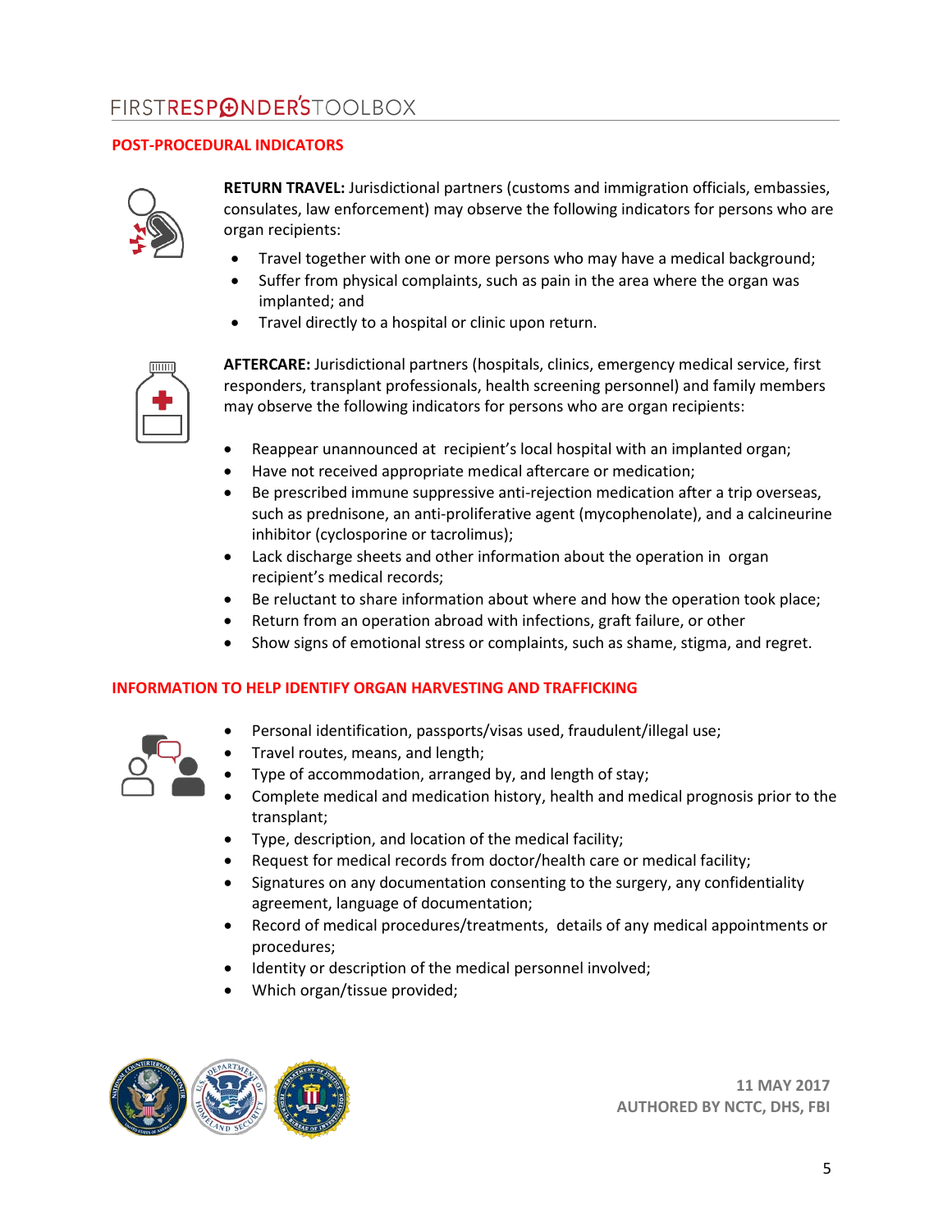## POST-PROCEDURAL INDICATORS

**RETURN TRAVEL:** Jurisdictional partners (customs and immigration officials, embassies, consulates, law enforcement) may observe the following indicators for persons who are organ recipients:

- Travel together with one or more persons who may have a medical background;
- Suffer from physical complaints, such as pain in the area where the organ was implanted; and
- Travel directly to a hospital or clinic upon return.

**AFTERCARE:** Jurisdictional partners (hospitals, clinics, emergency medical service, first responders, transplant professionals, health screening personnel) and family members may observe the following indicators for persons who are organ recipients:

- Reappear unannounced at recipient's local hospital with an implanted organ;
- Have not received appropriate medical aftercare or medication;
- Be prescribed immune suppressive anti-rejection medication after a trip overseas, such as prednisone, an anti-proliferative agent (mycophenolate), and a calcineurine inhibitor (cyclosporine or tacrolimus);
- Lack discharge sheets and other information about the operation in organ recipient's medical records;
- Be reluctant to share information about where and how the operation took place;
- Return from an operation abroad with infections, graft failure, or other
- Show signs of emotional stress or complaints, such as shame, stigma, and regret.

## INFORMATION TO HELP IDENTIFY ORGAN HARVESTING AND TRAFFICKING

- Personal identification, passports/visas used, fraudulent/illegal use;
- Travel routes, means, and length;
- Type of accommodation, arranged by, and length of stay;
- Complete medical and medication history, health and medical prognosis prior to the transplant;
- Type, description, and location of the medical facility;
- Request for medical records from doctor/health care or medical facility;
- Signatures on any documentation consenting to the surgery, any confidentiality agreement, language of documentation;
- Record of medical procedures/treatments, details of any medical appointments or procedures;
- Identity or description of the medical personnel involved;
- Which organ/tissue provided;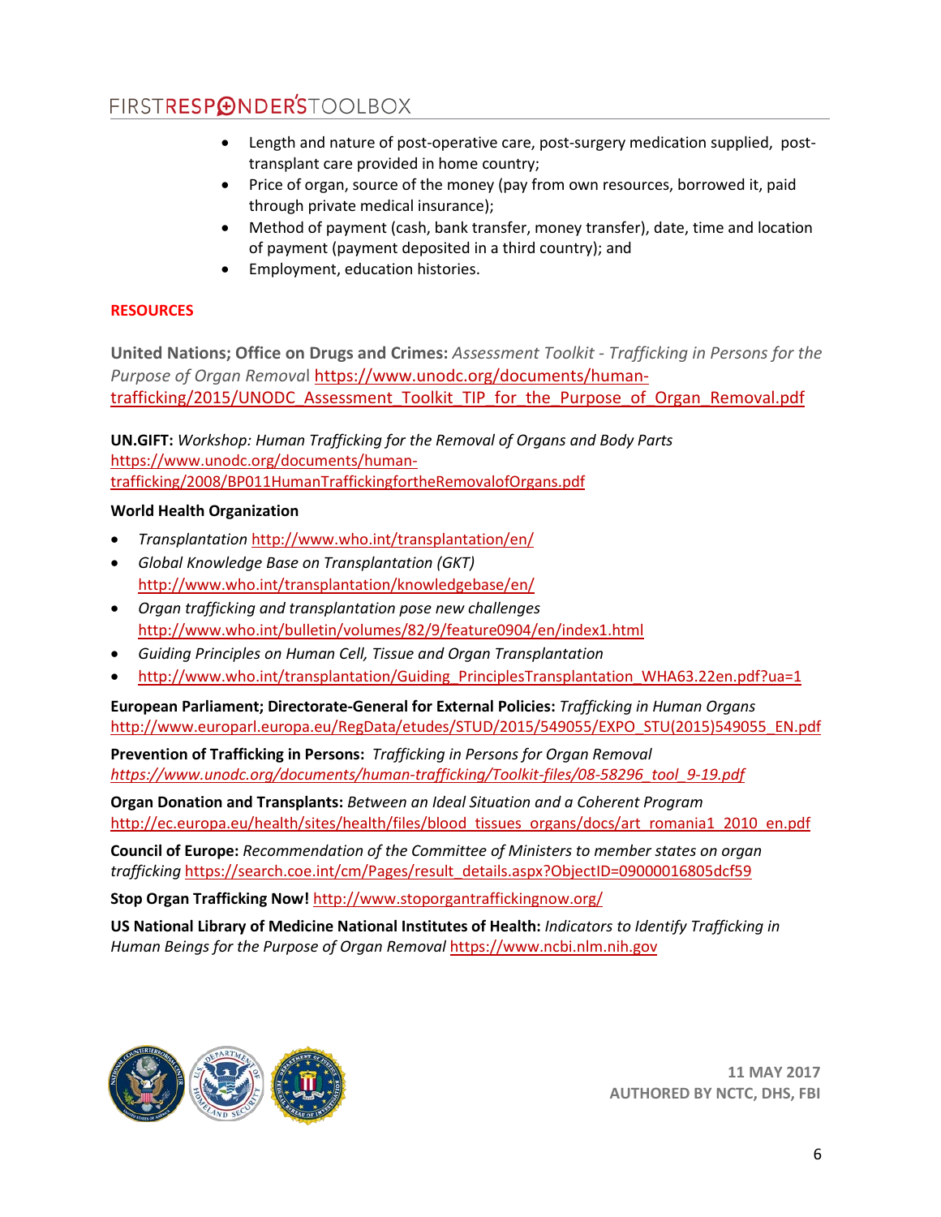- Length and nature of post-operative care, post-surgery medication supplied, post-transplant care provided in home country;
- Price of organ, source of the money (pay from own resources, borrowed it, paid through private medical insurance);
- Method of payment (cash, bank transfer, money transfer), date, time and location of payment (payment deposited in a third country); and
- Employment, education histories.

## RESOURCES

**United Nations; Office on Drugs and Crimes:** *Assessment Toolkit - Trafficking in Persons for the Purpose of Organ Removal* https://www.unodc.org/documents/human-trafficking/2015/UNODC_Assessment_Toolkit_TIP_for_the_Purpose_of_Organ_Removal.pdf

**UN.GIFT:** *Workshop: Human Trafficking for the Removal of Organs and Body Parts* https://www.unodc.org/documents/human-trafficking/2008/BP011HumanTraffickingfortheRemovalofOrgans.pdf

**World Health Organization**

- *Transplantation* http://www.who.int/transplantation/en/
- *Global Knowledge Base on Transplantation (GKT)* http://www.who.int/transplantation/knowledgebase/en/
- *Organ trafficking and transplantation pose new challenges* http://www.who.int/bulletin/volumes/82/9/feature0904/en/index1.html
- *Guiding Principles on Human Cell, Tissue and Organ Transplantation*
- http://www.who.int/transplantation/Guiding_PrinciplesTransplantation_WHA63.22en.pdf?ua=1

**European Parliament; Directorate-General for External Policies:** *Trafficking in Human Organs* http://www.europarl.europa.eu/RegData/etudes/STUD/2015/549055/EXPO_STU(2015)549055_EN.pdf

**Prevention of Trafficking in Persons:** *Trafficking in Persons for Organ Removal* *https://www.unodc.org/documents/human-trafficking/Toolkit-files/08-58296_tool_9-19.pdf*

**Organ Donation and Transplants:** *Between an Ideal Situation and a Coherent Program* http://ec.europa.eu/health/sites/health/files/blood_tissues_organs/docs/art_romania1_2010_en.pdf

**Council of Europe:** *Recommendation of the Committee of Ministers to member states on organ trafficking* https://search.coe.int/cm/Pages/result_details.aspx?ObjectID=09000016805dcf59

**Stop Organ Trafficking Now!** http://www.stoporgantraffickingnow.org/

**US National Library of Medicine National Institutes of Health:** *Indicators to Identify Trafficking in Human Beings for the Purpose of Organ Removal* https://www.ncbi.nlm.nih.gov

**11 MAY 2017**
**AUTHORED BY NCTC, DHS, FBI**